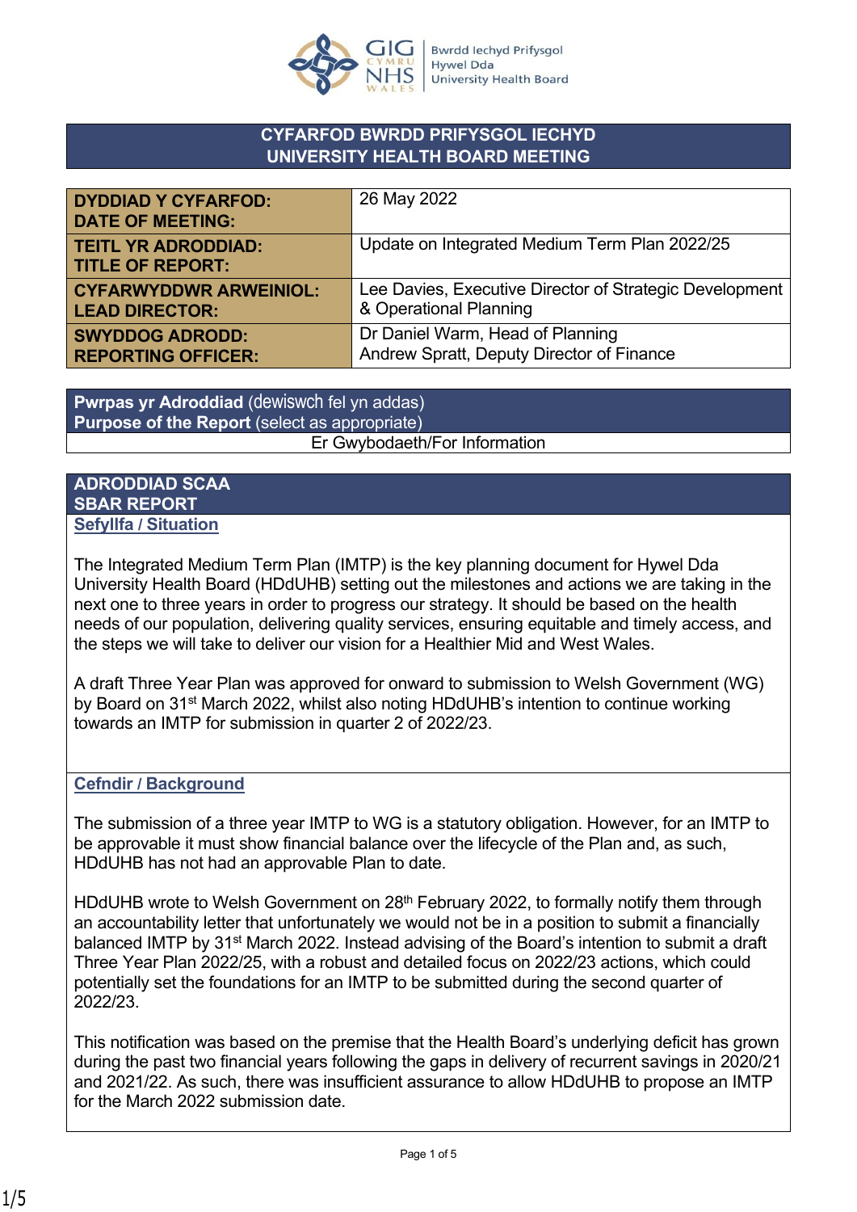Bwrdd Iechyd Prifysgol Hywel Dda University Health Board

## CYFARFOD BWRDD PRIFYSGOL IECHYD
## UNIVERSITY HEALTH BOARD MEETING

| | |
|---|---|
| **DYDDIAD Y CYFARFOD: DATE OF MEETING:** | 26 May 2022 |
| **TEITL YR ADRODDIAD: TITLE OF REPORT:** | Update on Integrated Medium Term Plan 2022/25 |
| **CYFARWYDDWR ARWEINIOL: LEAD DIRECTOR:** | Lee Davies, Executive Director of Strategic Development & Operational Planning |
| **SWYDDOG ADRODD: REPORTING OFFICER:** | Dr Daniel Warm, Head of Planning<br>Andrew Spratt, Deputy Director of Finance |

| **Pwrpas yr Adroddiad** (dewiswch fel yn addas)<br>**Purpose of the Report** (select as appropriate) |
|---|
| Er Gwybodaeth/For Information |

## ADRODDIAD SCAA
## SBAR REPORT

### Sefyllfa / Situation

The Integrated Medium Term Plan (IMTP) is the key planning document for Hywel Dda University Health Board (HDdUHB) setting out the milestones and actions we are taking in the next one to three years in order to progress our strategy. It should be based on the health needs of our population, delivering quality services, ensuring equitable and timely access, and the steps we will take to deliver our vision for a Healthier Mid and West Wales.

A draft Three Year Plan was approved for onward to submission to Welsh Government (WG) by Board on 31st March 2022, whilst also noting HDdUHB's intention to continue working towards an IMTP for submission in quarter 2 of 2022/23.

### Cefndir / Background

The submission of a three year IMTP to WG is a statutory obligation. However, for an IMTP to be approvable it must show financial balance over the lifecycle of the Plan and, as such, HDdUHB has not had an approvable Plan to date.

HDdUHB wrote to Welsh Government on 28th February 2022, to formally notify them through an accountability letter that unfortunately we would not be in a position to submit a financially balanced IMTP by 31st March 2022. Instead advising of the Board's intention to submit a draft Three Year Plan 2022/25, with a robust and detailed focus on 2022/23 actions, which could potentially set the foundations for an IMTP to be submitted during the second quarter of 2022/23.

This notification was based on the premise that the Health Board's underlying deficit has grown during the past two financial years following the gaps in delivery of recurrent savings in 2020/21 and 2021/22. As such, there was insufficient assurance to allow HDdUHB to propose an IMTP for the March 2022 submission date.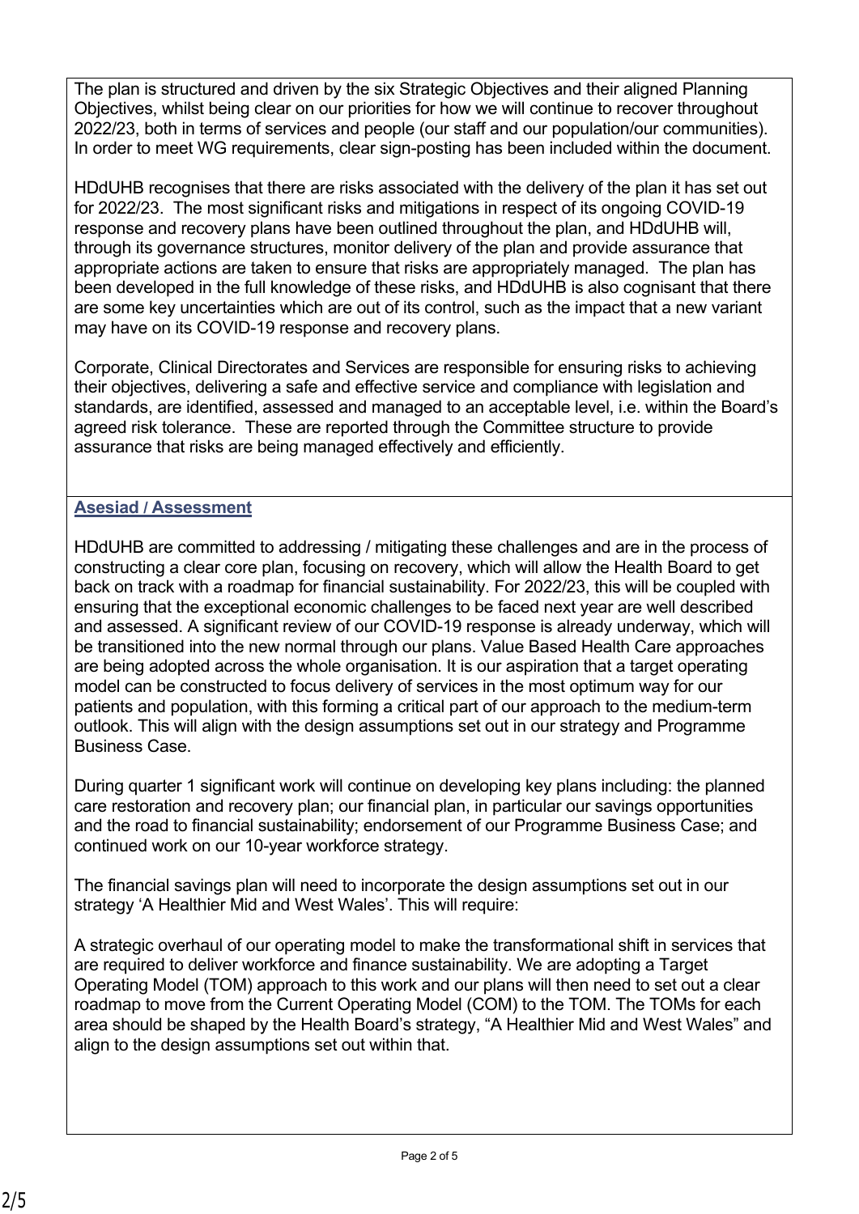The plan is structured and driven by the six Strategic Objectives and their aligned Planning Objectives, whilst being clear on our priorities for how we will continue to recover throughout 2022/23, both in terms of services and people (our staff and our population/our communities). In order to meet WG requirements, clear sign-posting has been included within the document.

HDdUHB recognises that there are risks associated with the delivery of the plan it has set out for 2022/23. The most significant risks and mitigations in respect of its ongoing COVID-19 response and recovery plans have been outlined throughout the plan, and HDdUHB will, through its governance structures, monitor delivery of the plan and provide assurance that appropriate actions are taken to ensure that risks are appropriately managed. The plan has been developed in the full knowledge of these risks, and HDdUHB is also cognisant that there are some key uncertainties which are out of its control, such as the impact that a new variant may have on its COVID-19 response and recovery plans.

Corporate, Clinical Directorates and Services are responsible for ensuring risks to achieving their objectives, delivering a safe and effective service and compliance with legislation and standards, are identified, assessed and managed to an acceptable level, i.e. within the Board's agreed risk tolerance. These are reported through the Committee structure to provide assurance that risks are being managed effectively and efficiently.

## Asesiad / Assessment

HDdUHB are committed to addressing / mitigating these challenges and are in the process of constructing a clear core plan, focusing on recovery, which will allow the Health Board to get back on track with a roadmap for financial sustainability. For 2022/23, this will be coupled with ensuring that the exceptional economic challenges to be faced next year are well described and assessed. A significant review of our COVID-19 response is already underway, which will be transitioned into the new normal through our plans. Value Based Health Care approaches are being adopted across the whole organisation. It is our aspiration that a target operating model can be constructed to focus delivery of services in the most optimum way for our patients and population, with this forming a critical part of our approach to the medium-term outlook. This will align with the design assumptions set out in our strategy and Programme Business Case.

During quarter 1 significant work will continue on developing key plans including: the planned care restoration and recovery plan; our financial plan, in particular our savings opportunities and the road to financial sustainability; endorsement of our Programme Business Case; and continued work on our 10-year workforce strategy.

The financial savings plan will need to incorporate the design assumptions set out in our strategy 'A Healthier Mid and West Wales'. This will require:

A strategic overhaul of our operating model to make the transformational shift in services that are required to deliver workforce and finance sustainability. We are adopting a Target Operating Model (TOM) approach to this work and our plans will then need to set out a clear roadmap to move from the Current Operating Model (COM) to the TOM. The TOMs for each area should be shaped by the Health Board's strategy, "A Healthier Mid and West Wales" and align to the design assumptions set out within that.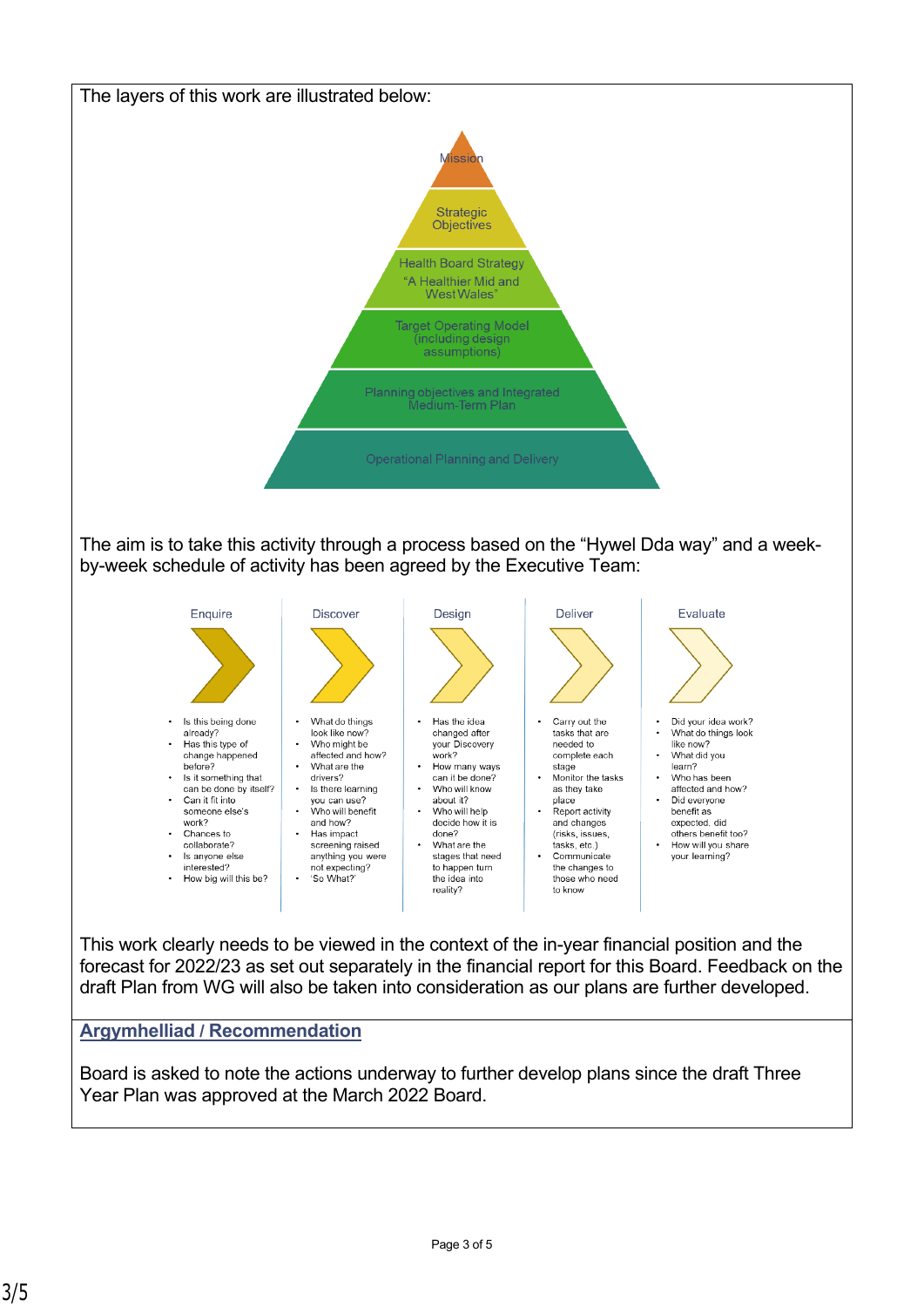The layers of this work are illustrated below:

- Mission
- Strategic Objectives
- Health Board Strategy "A Healthier Mid and West Wales"
- Target Operating Model (including design assumptions)
- Planning objectives and Integrated Medium-Term Plan
- Operational Planning and Delivery

The aim is to take this activity through a process based on the "Hywel Dda way" and a week-by-week schedule of activity has been agreed by the Executive Team:

**Enquire**

- Is this being done already?
- Has this type of change happened before?
- Is it something that can be done by itself?
- Can it fit into someone else's work?
- Chances to collaborate?
- Is anyone else interested?
- How big will this be?

**Discover**

- What do things look like now?
- Who might be affected and how?
- What are the drivers?
- Is there learning you can use?
- Who will benefit and how?
- Has impact screening raised anything you were not expecting?
- 'So What?'

**Design**

- Has the idea changed after your Discovery work?
- How many ways can it be done?
- Who will know about it?
- Who will help decide how it is done?
- What are the stages that need to happen turn the idea into reality?

**Deliver**

- Carry out the tasks that are needed to complete each stage
- Monitor the tasks as they take place
- Report activity and changes (risks, issues, tasks, etc.)
- Communicate the changes to those who need to know

**Evaluate**

- Did your idea work?
- What do things look like now?
- What did you learn?
- Who has been affected and how?
- Did everyone benefit as expected, did others benefit too?
- How will you share your learning?

This work clearly needs to be viewed in the context of the in-year financial position and the forecast for 2022/23 as set out separately in the financial report for this Board. Feedback on the draft Plan from WG will also be taken into consideration as our plans are further developed.

## Argymhelliad / Recommendation

Board is asked to note the actions underway to further develop plans since the draft Three Year Plan was approved at the March 2022 Board.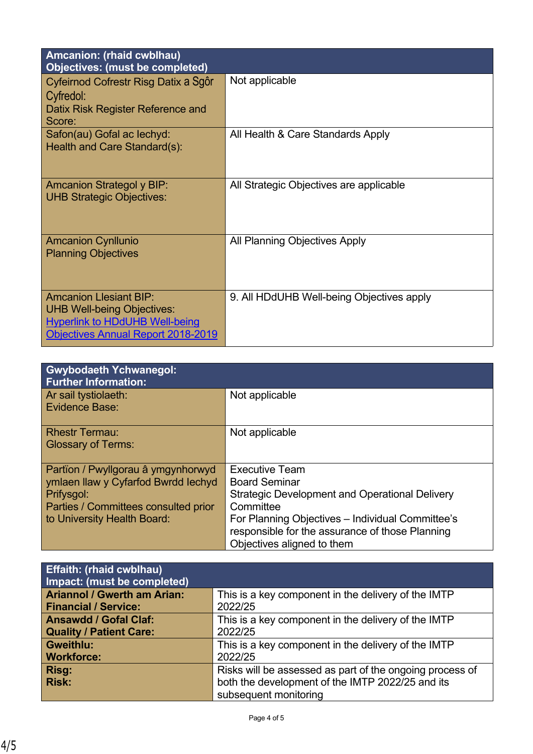| Amcanion: (rhaid cwblhau)<br>Objectives: (must be completed) | |
|---|---|
| Cyfeirnod Cofrestr Risg Datix a Sgôr Cyfredol:<br>Datix Risk Register Reference and Score: | Not applicable |
| Safon(au) Gofal ac Iechyd:<br>Health and Care Standard(s): | All Health & Care Standards Apply |
| Amcanion Strategol y BIP:<br>UHB Strategic Objectives: | All Strategic Objectives are applicable |
| Amcanion Cynllunio<br>Planning Objectives | All Planning Objectives Apply |
| Amcanion Llesiant BIP:<br>UHB Well-being Objectives:<br>[Hyperlink to HDdUHB Well-being Objectives Annual Report 2018-2019] | 9. All HDdUHB Well-being Objectives apply |

| Gwybodaeth Ychwanegol:<br>Further Information: | |
|---|---|
| Ar sail tystiolaeth:<br>Evidence Base: | Not applicable |
| Rhestr Termau:<br>Glossary of Terms: | Not applicable |
| Partïon / Pwyllgorau â ymgynhorwyd ymlaen llaw y Cyfarfod Bwrdd Iechyd Prifysgol:<br>Parties / Committees consulted prior to University Health Board: | Executive Team<br>Board Seminar<br>Strategic Development and Operational Delivery Committee<br>For Planning Objectives – Individual Committee's responsible for the assurance of those Planning Objectives aligned to them |

| Effaith: (rhaid cwblhau)<br>Impact: (must be completed) | |
|---|---|
| **Ariannol / Gwerth am Arian:<br>Financial / Service:** | This is a key component in the delivery of the IMTP 2022/25 |
| **Ansawdd / Gofal Claf:<br>Quality / Patient Care:** | This is a key component in the delivery of the IMTP 2022/25 |
| **Gweithlu:<br>Workforce:** | This is a key component in the delivery of the IMTP 2022/25 |
| **Risg:<br>Risk:** | Risks will be assessed as part of the ongoing process of both the development of the IMTP 2022/25 and its subsequent monitoring |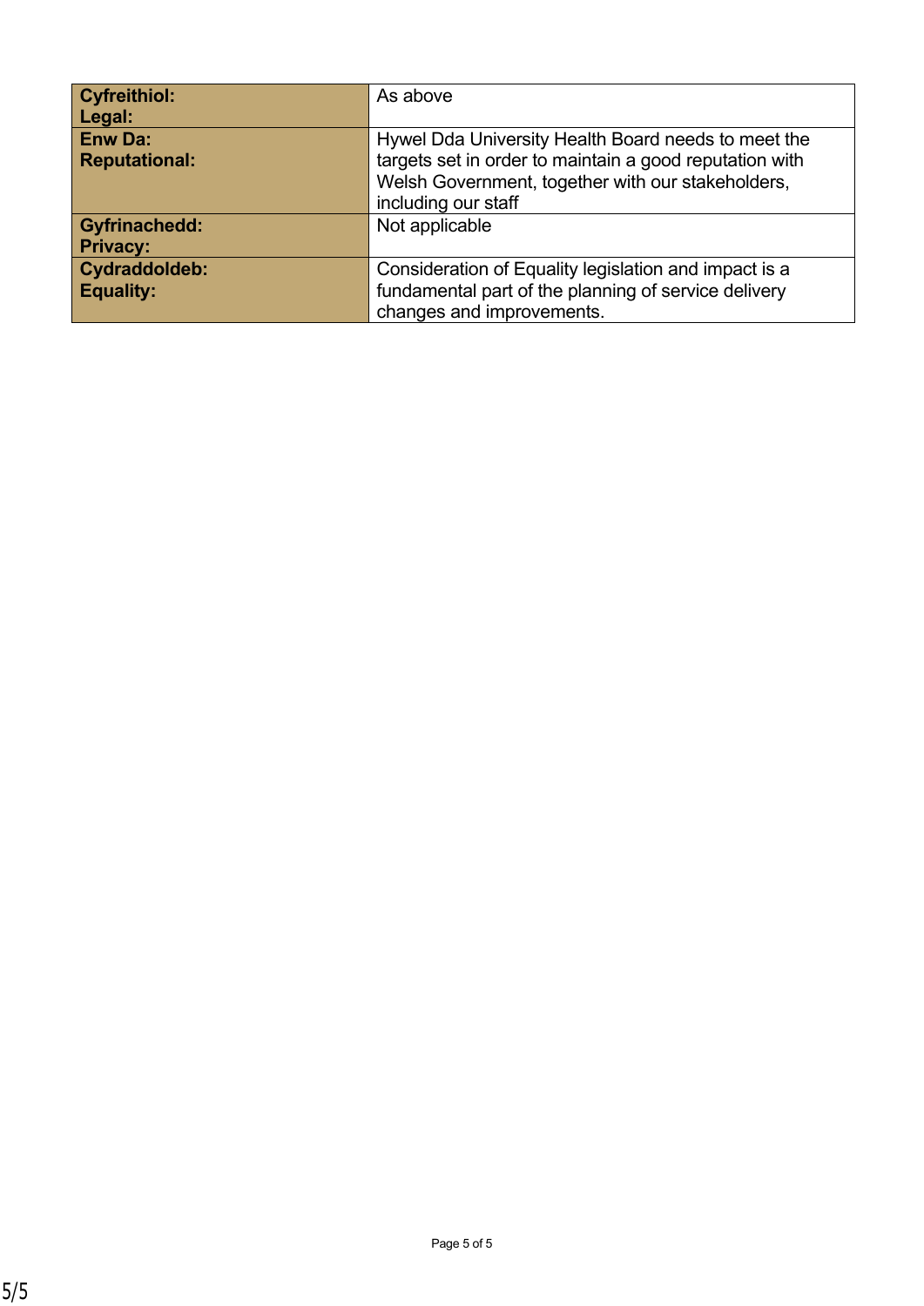| | |
|---|---|
| **Cyfreithiol:**<br>**Legal:** | As above |
| **Enw Da:**<br>**Reputational:** | Hywel Dda University Health Board needs to meet the targets set in order to maintain a good reputation with Welsh Government, together with our stakeholders, including our staff |
| **Gyfrinachedd:**<br>**Privacy:** | Not applicable |
| **Cydraddoldeb:**<br>**Equality:** | Consideration of Equality legislation and impact is a fundamental part of the planning of service delivery changes and improvements. |